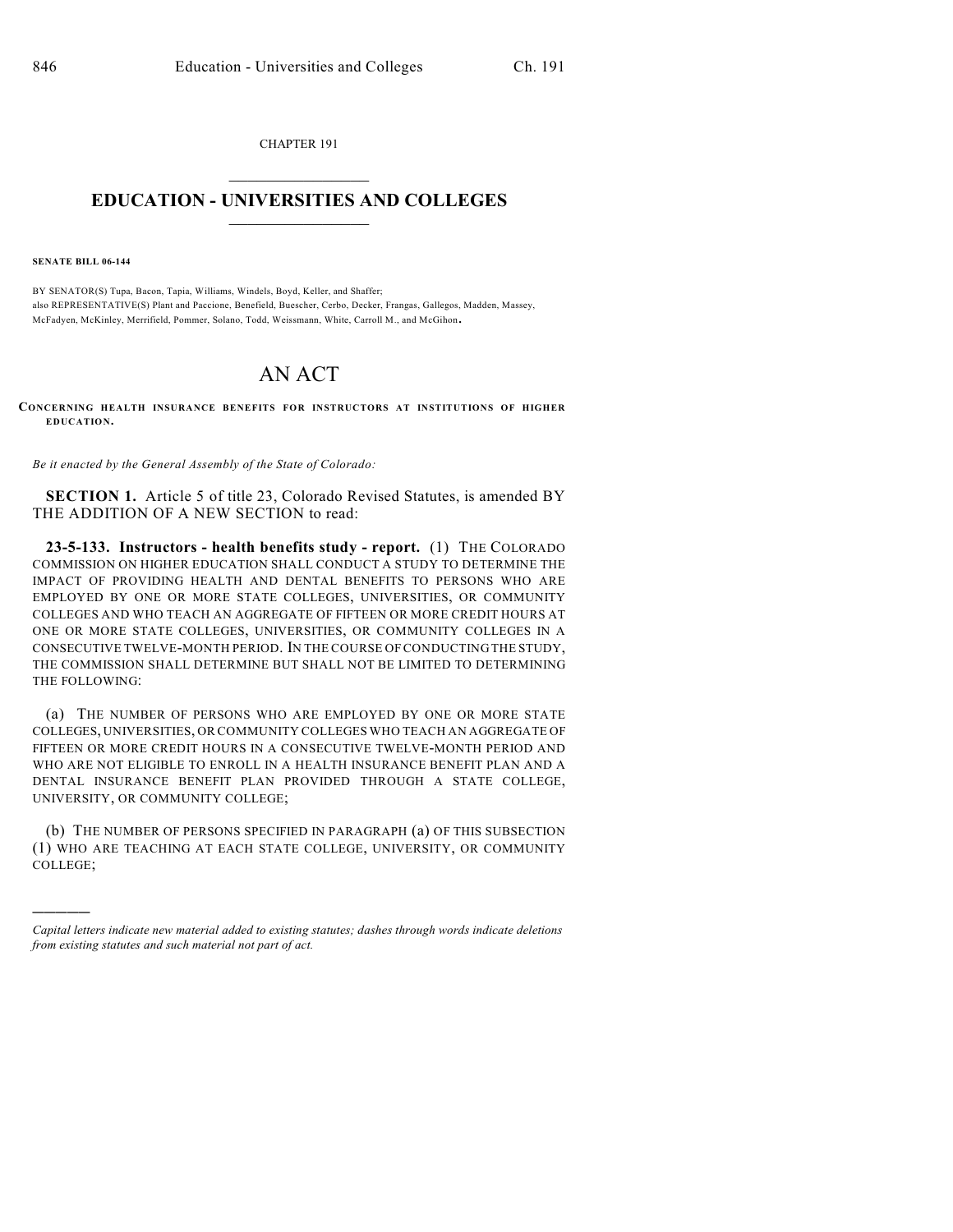CHAPTER 191

# EDUCATION - UNIVERSITIES AND COLLEGES

**SENATE BILL 06-144**

BY SENATOR(S) Tupa, Bacon, Tapia, Williams, Windels, Boyd, Keller, and Shaffer;
also REPRESENTATIVE(S) Plant and Paccione, Benefield, Buescher, Cerbo, Decker, Frangas, Gallegos, Madden, Massey, McFadyen, McKinley, Merrifield, Pommer, Solano, Todd, Weissmann, White, Carroll M., and McGihon.

# AN ACT

**CONCERNING HEALTH INSURANCE BENEFITS FOR INSTRUCTORS AT INSTITUTIONS OF HIGHER EDUCATION.**

*Be it enacted by the General Assembly of the State of Colorado:*

**SECTION 1.** Article 5 of title 23, Colorado Revised Statutes, is amended BY THE ADDITION OF A NEW SECTION to read:

**23-5-133. Instructors - health benefits study - report.** (1) THE COLORADO COMMISSION ON HIGHER EDUCATION SHALL CONDUCT A STUDY TO DETERMINE THE IMPACT OF PROVIDING HEALTH AND DENTAL BENEFITS TO PERSONS WHO ARE EMPLOYED BY ONE OR MORE STATE COLLEGES, UNIVERSITIES, OR COMMUNITY COLLEGES AND WHO TEACH AN AGGREGATE OF FIFTEEN OR MORE CREDIT HOURS AT ONE OR MORE STATE COLLEGES, UNIVERSITIES, OR COMMUNITY COLLEGES IN A CONSECUTIVE TWELVE-MONTH PERIOD. IN THE COURSE OF CONDUCTING THE STUDY, THE COMMISSION SHALL DETERMINE BUT SHALL NOT BE LIMITED TO DETERMINING THE FOLLOWING:

(a) THE NUMBER OF PERSONS WHO ARE EMPLOYED BY ONE OR MORE STATE COLLEGES, UNIVERSITIES, OR COMMUNITY COLLEGES WHO TEACH AN AGGREGATE OF FIFTEEN OR MORE CREDIT HOURS IN A CONSECUTIVE TWELVE-MONTH PERIOD AND WHO ARE NOT ELIGIBLE TO ENROLL IN A HEALTH INSURANCE BENEFIT PLAN AND A DENTAL INSURANCE BENEFIT PLAN PROVIDED THROUGH A STATE COLLEGE, UNIVERSITY, OR COMMUNITY COLLEGE;

(b) THE NUMBER OF PERSONS SPECIFIED IN PARAGRAPH (a) OF THIS SUBSECTION (1) WHO ARE TEACHING AT EACH STATE COLLEGE, UNIVERSITY, OR COMMUNITY COLLEGE;

---

*Capital letters indicate new material added to existing statutes; dashes through words indicate deletions from existing statutes and such material not part of act.*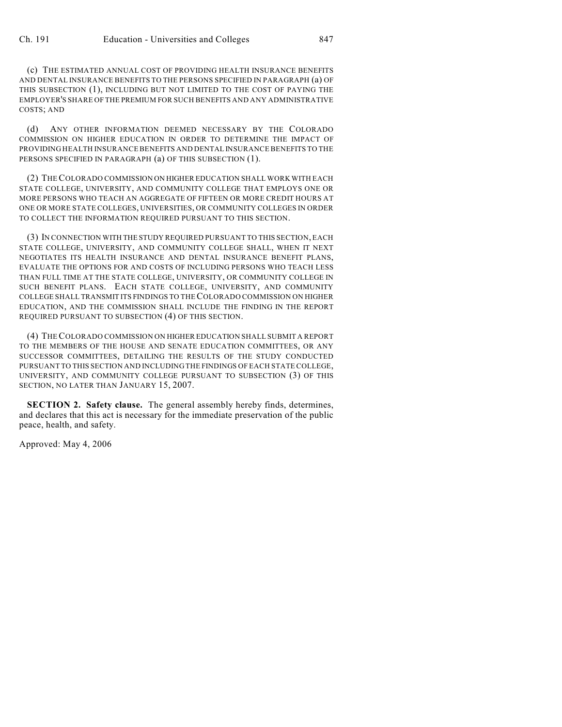(c) THE ESTIMATED ANNUAL COST OF PROVIDING HEALTH INSURANCE BENEFITS AND DENTAL INSURANCE BENEFITS TO THE PERSONS SPECIFIED IN PARAGRAPH (a) OF THIS SUBSECTION (1), INCLUDING BUT NOT LIMITED TO THE COST OF PAYING THE EMPLOYER'S SHARE OF THE PREMIUM FOR SUCH BENEFITS AND ANY ADMINISTRATIVE COSTS; AND

(d) ANY OTHER INFORMATION DEEMED NECESSARY BY THE COLORADO COMMISSION ON HIGHER EDUCATION IN ORDER TO DETERMINE THE IMPACT OF PROVIDING HEALTH INSURANCE BENEFITS AND DENTAL INSURANCE BENEFITS TO THE PERSONS SPECIFIED IN PARAGRAPH (a) OF THIS SUBSECTION (1).

(2) THE COLORADO COMMISSION ON HIGHER EDUCATION SHALL WORK WITH EACH STATE COLLEGE, UNIVERSITY, AND COMMUNITY COLLEGE THAT EMPLOYS ONE OR MORE PERSONS WHO TEACH AN AGGREGATE OF FIFTEEN OR MORE CREDIT HOURS AT ONE OR MORE STATE COLLEGES, UNIVERSITIES, OR COMMUNITY COLLEGES IN ORDER TO COLLECT THE INFORMATION REQUIRED PURSUANT TO THIS SECTION.

(3) IN CONNECTION WITH THE STUDY REQUIRED PURSUANT TO THIS SECTION, EACH STATE COLLEGE, UNIVERSITY, AND COMMUNITY COLLEGE SHALL, WHEN IT NEXT NEGOTIATES ITS HEALTH INSURANCE AND DENTAL INSURANCE BENEFIT PLANS, EVALUATE THE OPTIONS FOR AND COSTS OF INCLUDING PERSONS WHO TEACH LESS THAN FULL TIME AT THE STATE COLLEGE, UNIVERSITY, OR COMMUNITY COLLEGE IN SUCH BENEFIT PLANS. EACH STATE COLLEGE, UNIVERSITY, AND COMMUNITY COLLEGE SHALL TRANSMIT ITS FINDINGS TO THE COLORADO COMMISSION ON HIGHER EDUCATION, AND THE COMMISSION SHALL INCLUDE THE FINDING IN THE REPORT REQUIRED PURSUANT TO SUBSECTION (4) OF THIS SECTION.

(4) THE COLORADO COMMISSION ON HIGHER EDUCATION SHALL SUBMIT A REPORT TO THE MEMBERS OF THE HOUSE AND SENATE EDUCATION COMMITTEES, OR ANY SUCCESSOR COMMITTEES, DETAILING THE RESULTS OF THE STUDY CONDUCTED PURSUANT TO THIS SECTION AND INCLUDING THE FINDINGS OF EACH STATE COLLEGE, UNIVERSITY, AND COMMUNITY COLLEGE PURSUANT TO SUBSECTION (3) OF THIS SECTION, NO LATER THAN JANUARY 15, 2007.

**SECTION 2. Safety clause.** The general assembly hereby finds, determines, and declares that this act is necessary for the immediate preservation of the public peace, health, and safety.

Approved: May 4, 2006